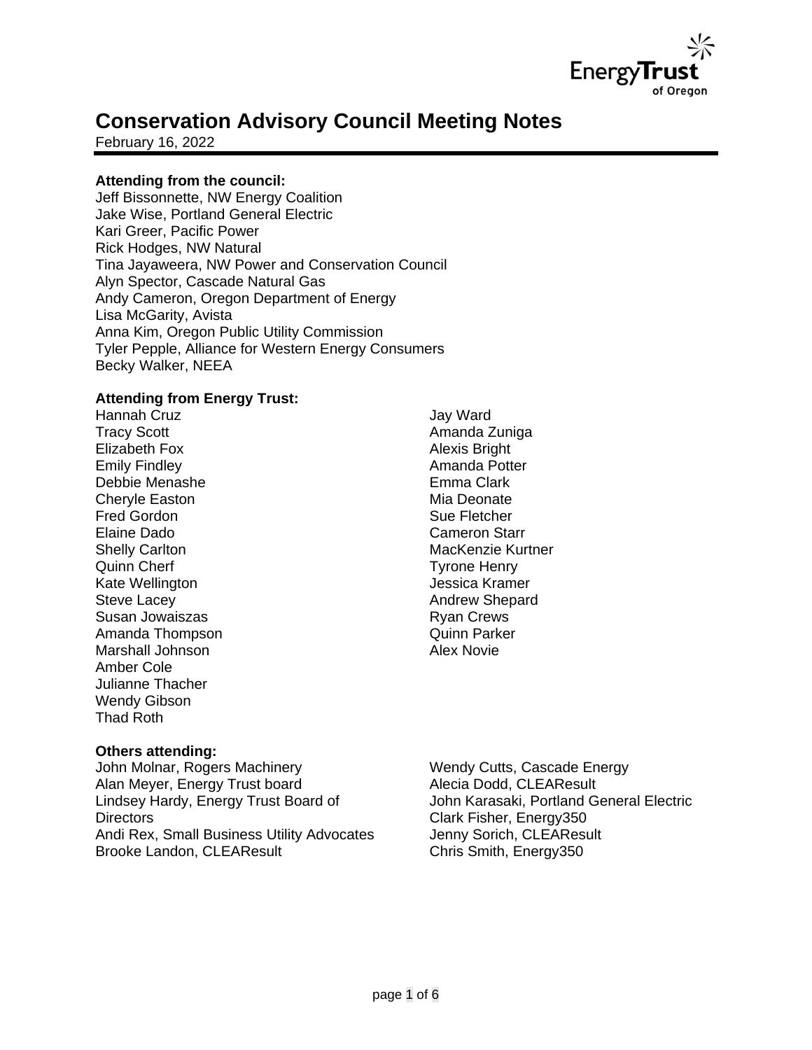# Conservation Advisory Council Meeting Notes

February 16, 2022

**Attending from the council:**

Jeff Bissonnette, NW Energy Coalition
Jake Wise, Portland General Electric
Kari Greer, Pacific Power
Rick Hodges, NW Natural
Tina Jayaweera, NW Power and Conservation Council
Alyn Spector, Cascade Natural Gas
Andy Cameron, Oregon Department of Energy
Lisa McGarity, Avista
Anna Kim, Oregon Public Utility Commission
Tyler Pepple, Alliance for Western Energy Consumers
Becky Walker, NEEA

**Attending from Energy Trust:**

Hannah Cruz
Tracy Scott
Elizabeth Fox
Emily Findley
Debbie Menashe
Cheryle Easton
Fred Gordon
Elaine Dado
Shelly Carlton
Quinn Cherf
Kate Wellington
Steve Lacey
Susan Jowaiszas
Amanda Thompson
Marshall Johnson
Amber Cole
Julianne Thacher
Wendy Gibson
Thad Roth
Jay Ward
Amanda Zuniga
Alexis Bright
Amanda Potter
Emma Clark
Mia Deonate
Sue Fletcher
Cameron Starr
MacKenzie Kurtner
Tyrone Henry
Jessica Kramer
Andrew Shepard
Ryan Crews
Quinn Parker
Alex Novie

**Others attending:**

John Molnar, Rogers Machinery
Alan Meyer, Energy Trust board
Lindsey Hardy, Energy Trust Board of Directors
Andi Rex, Small Business Utility Advocates
Brooke Landon, CLEAResult
Wendy Cutts, Cascade Energy
Alecia Dodd, CLEAResult
John Karasaki, Portland General Electric
Clark Fisher, Energy350
Jenny Sorich, CLEAResult
Chris Smith, Energy350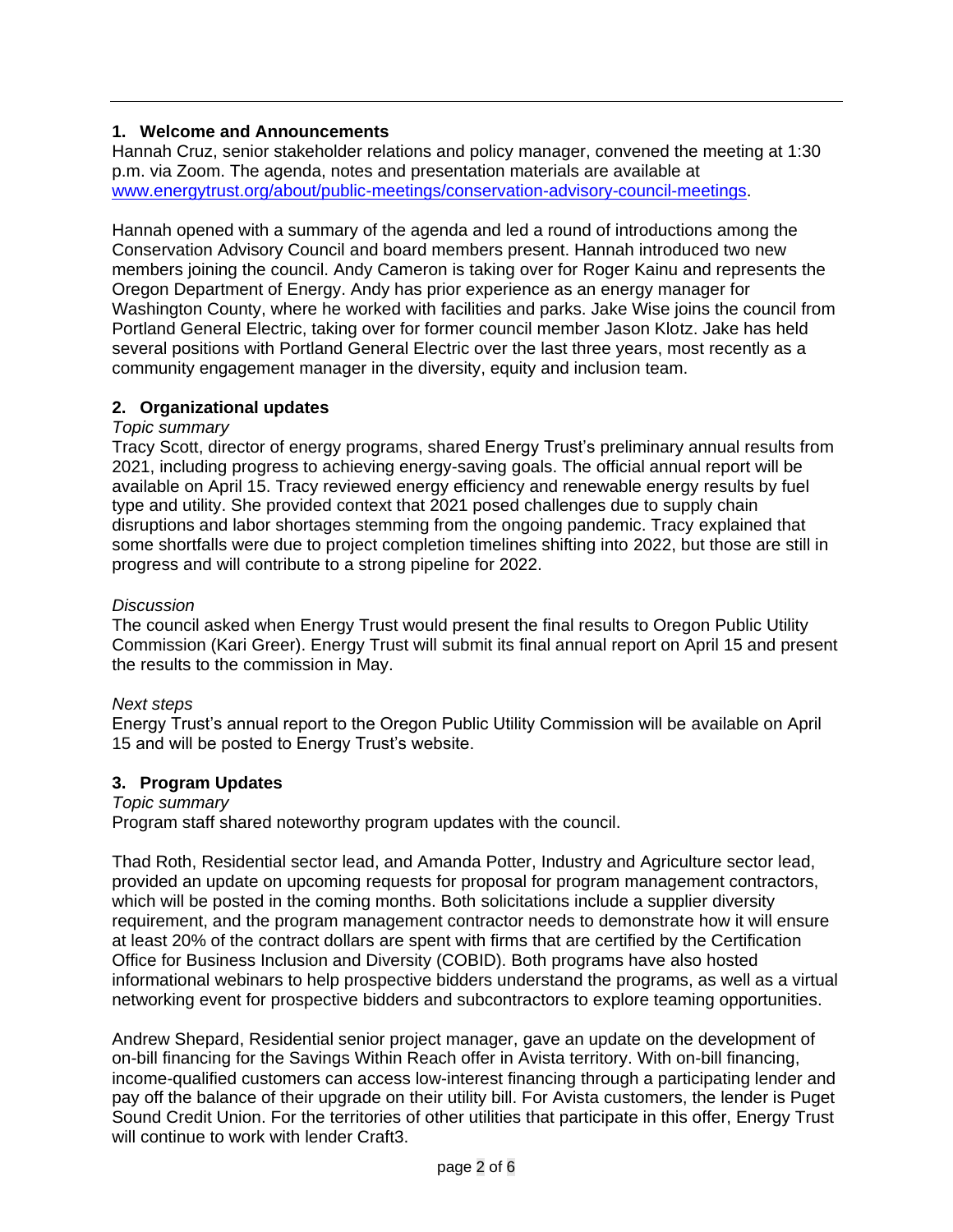## 1. Welcome and Announcements

Hannah Cruz, senior stakeholder relations and policy manager, convened the meeting at 1:30 p.m. via Zoom. The agenda, notes and presentation materials are available at [www.energytrust.org/about/public-meetings/conservation-advisory-council-meetings](http://www.energytrust.org/about/public-meetings/conservation-advisory-council-meetings).

Hannah opened with a summary of the agenda and led a round of introductions among the Conservation Advisory Council and board members present. Hannah introduced two new members joining the council. Andy Cameron is taking over for Roger Kainu and represents the Oregon Department of Energy. Andy has prior experience as an energy manager for Washington County, where he worked with facilities and parks. Jake Wise joins the council from Portland General Electric, taking over for former council member Jason Klotz. Jake has held several positions with Portland General Electric over the last three years, most recently as a community engagement manager in the diversity, equity and inclusion team.

## 2. Organizational updates

*Topic summary*

Tracy Scott, director of energy programs, shared Energy Trust's preliminary annual results from 2021, including progress to achieving energy-saving goals. The official annual report will be available on April 15. Tracy reviewed energy efficiency and renewable energy results by fuel type and utility. She provided context that 2021 posed challenges due to supply chain disruptions and labor shortages stemming from the ongoing pandemic. Tracy explained that some shortfalls were due to project completion timelines shifting into 2022, but those are still in progress and will contribute to a strong pipeline for 2022.

*Discussion*

The council asked when Energy Trust would present the final results to Oregon Public Utility Commission (Kari Greer). Energy Trust will submit its final annual report on April 15 and present the results to the commission in May.

*Next steps*

Energy Trust's annual report to the Oregon Public Utility Commission will be available on April 15 and will be posted to Energy Trust's website.

## 3. Program Updates

*Topic summary*

Program staff shared noteworthy program updates with the council.

Thad Roth, Residential sector lead, and Amanda Potter, Industry and Agriculture sector lead, provided an update on upcoming requests for proposal for program management contractors, which will be posted in the coming months. Both solicitations include a supplier diversity requirement, and the program management contractor needs to demonstrate how it will ensure at least 20% of the contract dollars are spent with firms that are certified by the Certification Office for Business Inclusion and Diversity (COBID). Both programs have also hosted informational webinars to help prospective bidders understand the programs, as well as a virtual networking event for prospective bidders and subcontractors to explore teaming opportunities.

Andrew Shepard, Residential senior project manager, gave an update on the development of on-bill financing for the Savings Within Reach offer in Avista territory. With on-bill financing, income-qualified customers can access low-interest financing through a participating lender and pay off the balance of their upgrade on their utility bill. For Avista customers, the lender is Puget Sound Credit Union. For the territories of other utilities that participate in this offer, Energy Trust will continue to work with lender Craft3.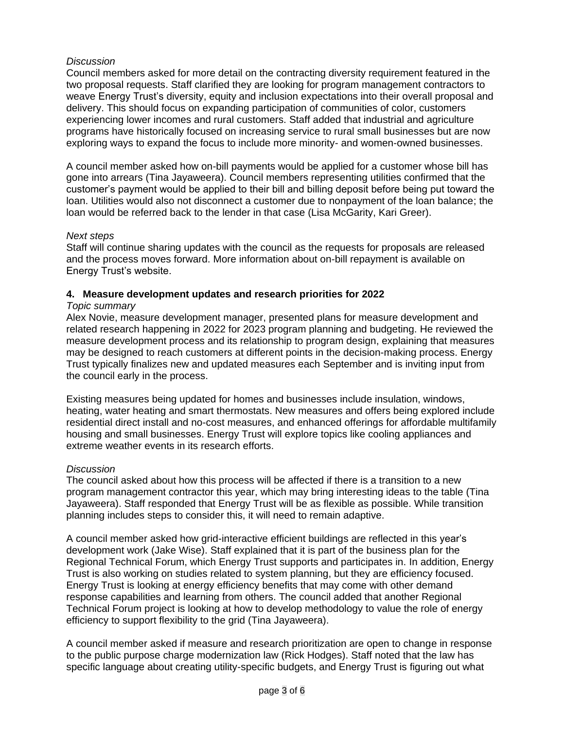*Discussion*

Council members asked for more detail on the contracting diversity requirement featured in the two proposal requests. Staff clarified they are looking for program management contractors to weave Energy Trust's diversity, equity and inclusion expectations into their overall proposal and delivery. This should focus on expanding participation of communities of color, customers experiencing lower incomes and rural customers. Staff added that industrial and agriculture programs have historically focused on increasing service to rural small businesses but are now exploring ways to expand the focus to include more minority- and women-owned businesses.

A council member asked how on-bill payments would be applied for a customer whose bill has gone into arrears (Tina Jayaweera). Council members representing utilities confirmed that the customer's payment would be applied to their bill and billing deposit before being put toward the loan. Utilities would also not disconnect a customer due to nonpayment of the loan balance; the loan would be referred back to the lender in that case (Lisa McGarity, Kari Greer).

*Next steps*

Staff will continue sharing updates with the council as the requests for proposals are released and the process moves forward. More information about on-bill repayment is available on Energy Trust's website.

**4. Measure development updates and research priorities for 2022**

*Topic summary*

Alex Novie, measure development manager, presented plans for measure development and related research happening in 2022 for 2023 program planning and budgeting. He reviewed the measure development process and its relationship to program design, explaining that measures may be designed to reach customers at different points in the decision-making process. Energy Trust typically finalizes new and updated measures each September and is inviting input from the council early in the process.

Existing measures being updated for homes and businesses include insulation, windows, heating, water heating and smart thermostats. New measures and offers being explored include residential direct install and no-cost measures, and enhanced offerings for affordable multifamily housing and small businesses. Energy Trust will explore topics like cooling appliances and extreme weather events in its research efforts.

*Discussion*

The council asked about how this process will be affected if there is a transition to a new program management contractor this year, which may bring interesting ideas to the table (Tina Jayaweera). Staff responded that Energy Trust will be as flexible as possible. While transition planning includes steps to consider this, it will need to remain adaptive.

A council member asked how grid-interactive efficient buildings are reflected in this year's development work (Jake Wise). Staff explained that it is part of the business plan for the Regional Technical Forum, which Energy Trust supports and participates in. In addition, Energy Trust is also working on studies related to system planning, but they are efficiency focused. Energy Trust is looking at energy efficiency benefits that may come with other demand response capabilities and learning from others. The council added that another Regional Technical Forum project is looking at how to develop methodology to value the role of energy efficiency to support flexibility to the grid (Tina Jayaweera).

A council member asked if measure and research prioritization are open to change in response to the public purpose charge modernization law (Rick Hodges). Staff noted that the law has specific language about creating utility-specific budgets, and Energy Trust is figuring out what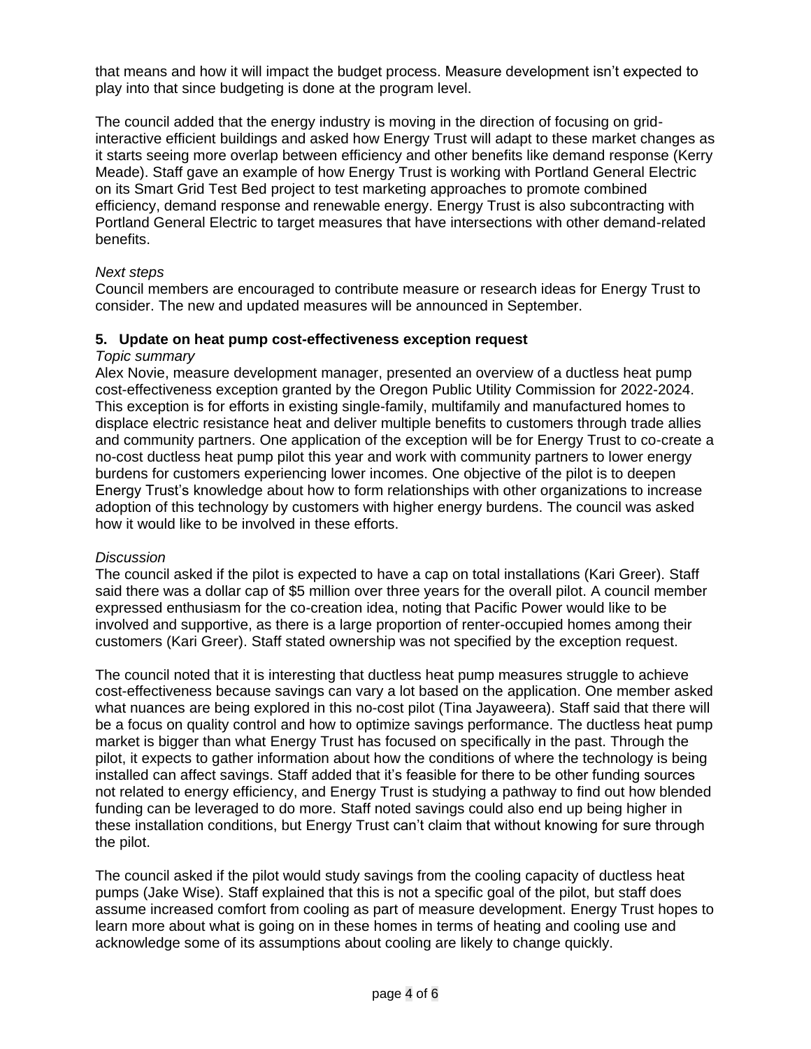that means and how it will impact the budget process. Measure development isn't expected to play into that since budgeting is done at the program level.

The council added that the energy industry is moving in the direction of focusing on grid-interactive efficient buildings and asked how Energy Trust will adapt to these market changes as it starts seeing more overlap between efficiency and other benefits like demand response (Kerry Meade). Staff gave an example of how Energy Trust is working with Portland General Electric on its Smart Grid Test Bed project to test marketing approaches to promote combined efficiency, demand response and renewable energy. Energy Trust is also subcontracting with Portland General Electric to target measures that have intersections with other demand-related benefits.

*Next steps*
Council members are encouraged to contribute measure or research ideas for Energy Trust to consider. The new and updated measures will be announced in September.

### 5. Update on heat pump cost-effectiveness exception request

*Topic summary*
Alex Novie, measure development manager, presented an overview of a ductless heat pump cost-effectiveness exception granted by the Oregon Public Utility Commission for 2022-2024. This exception is for efforts in existing single-family, multifamily and manufactured homes to displace electric resistance heat and deliver multiple benefits to customers through trade allies and community partners. One application of the exception will be for Energy Trust to co-create a no-cost ductless heat pump pilot this year and work with community partners to lower energy burdens for customers experiencing lower incomes. One objective of the pilot is to deepen Energy Trust's knowledge about how to form relationships with other organizations to increase adoption of this technology by customers with higher energy burdens. The council was asked how it would like to be involved in these efforts.

*Discussion*
The council asked if the pilot is expected to have a cap on total installations (Kari Greer). Staff said there was a dollar cap of $5 million over three years for the overall pilot. A council member expressed enthusiasm for the co-creation idea, noting that Pacific Power would like to be involved and supportive, as there is a large proportion of renter-occupied homes among their customers (Kari Greer). Staff stated ownership was not specified by the exception request.

The council noted that it is interesting that ductless heat pump measures struggle to achieve cost-effectiveness because savings can vary a lot based on the application. One member asked what nuances are being explored in this no-cost pilot (Tina Jayaweera). Staff said that there will be a focus on quality control and how to optimize savings performance. The ductless heat pump market is bigger than what Energy Trust has focused on specifically in the past. Through the pilot, it expects to gather information about how the conditions of where the technology is being installed can affect savings. Staff added that it's feasible for there to be other funding sources not related to energy efficiency, and Energy Trust is studying a pathway to find out how blended funding can be leveraged to do more. Staff noted savings could also end up being higher in these installation conditions, but Energy Trust can't claim that without knowing for sure through the pilot.

The council asked if the pilot would study savings from the cooling capacity of ductless heat pumps (Jake Wise). Staff explained that this is not a specific goal of the pilot, but staff does assume increased comfort from cooling as part of measure development. Energy Trust hopes to learn more about what is going on in these homes in terms of heating and cooling use and acknowledge some of its assumptions about cooling are likely to change quickly.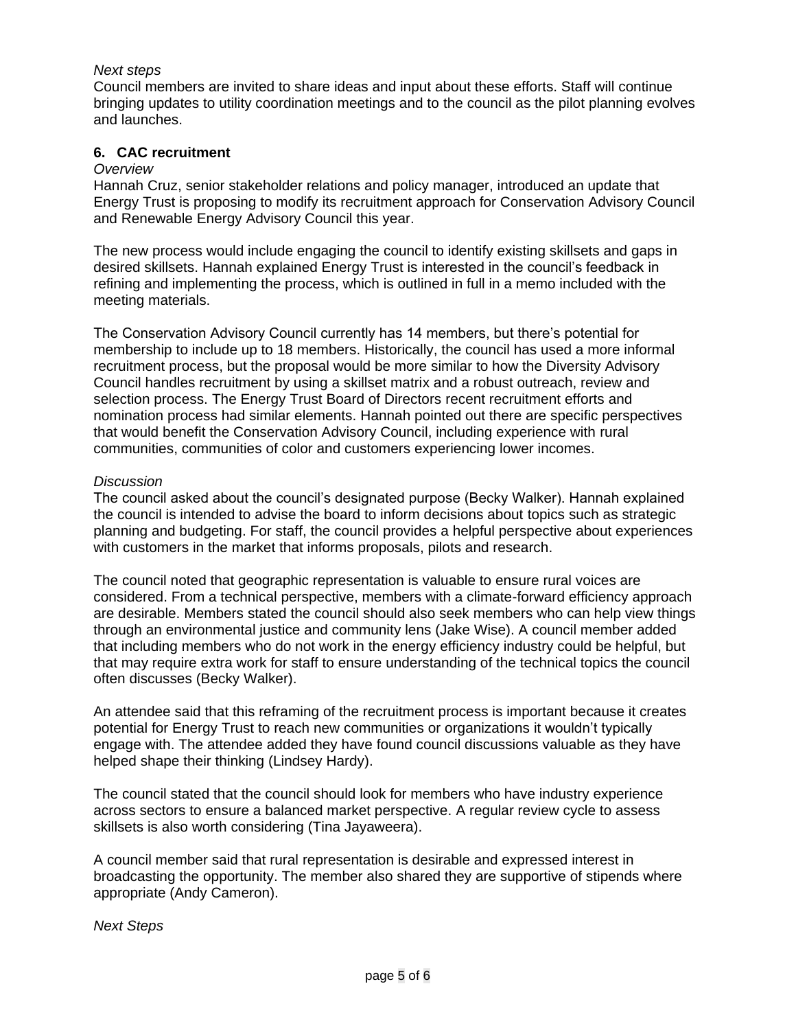*Next steps*
Council members are invited to share ideas and input about these efforts. Staff will continue bringing updates to utility coordination meetings and to the council as the pilot planning evolves and launches.

## 6. CAC recruitment

*Overview*
Hannah Cruz, senior stakeholder relations and policy manager, introduced an update that Energy Trust is proposing to modify its recruitment approach for Conservation Advisory Council and Renewable Energy Advisory Council this year.

The new process would include engaging the council to identify existing skillsets and gaps in desired skillsets. Hannah explained Energy Trust is interested in the council's feedback in refining and implementing the process, which is outlined in full in a memo included with the meeting materials.

The Conservation Advisory Council currently has 14 members, but there's potential for membership to include up to 18 members. Historically, the council has used a more informal recruitment process, but the proposal would be more similar to how the Diversity Advisory Council handles recruitment by using a skillset matrix and a robust outreach, review and selection process. The Energy Trust Board of Directors recent recruitment efforts and nomination process had similar elements. Hannah pointed out there are specific perspectives that would benefit the Conservation Advisory Council, including experience with rural communities, communities of color and customers experiencing lower incomes.

*Discussion*
The council asked about the council's designated purpose (Becky Walker). Hannah explained the council is intended to advise the board to inform decisions about topics such as strategic planning and budgeting. For staff, the council provides a helpful perspective about experiences with customers in the market that informs proposals, pilots and research.

The council noted that geographic representation is valuable to ensure rural voices are considered. From a technical perspective, members with a climate-forward efficiency approach are desirable. Members stated the council should also seek members who can help view things through an environmental justice and community lens (Jake Wise). A council member added that including members who do not work in the energy efficiency industry could be helpful, but that may require extra work for staff to ensure understanding of the technical topics the council often discusses (Becky Walker).

An attendee said that this reframing of the recruitment process is important because it creates potential for Energy Trust to reach new communities or organizations it wouldn't typically engage with. The attendee added they have found council discussions valuable as they have helped shape their thinking (Lindsey Hardy).

The council stated that the council should look for members who have industry experience across sectors to ensure a balanced market perspective. A regular review cycle to assess skillsets is also worth considering (Tina Jayaweera).

A council member said that rural representation is desirable and expressed interest in broadcasting the opportunity. The member also shared they are supportive of stipends where appropriate (Andy Cameron).

*Next Steps*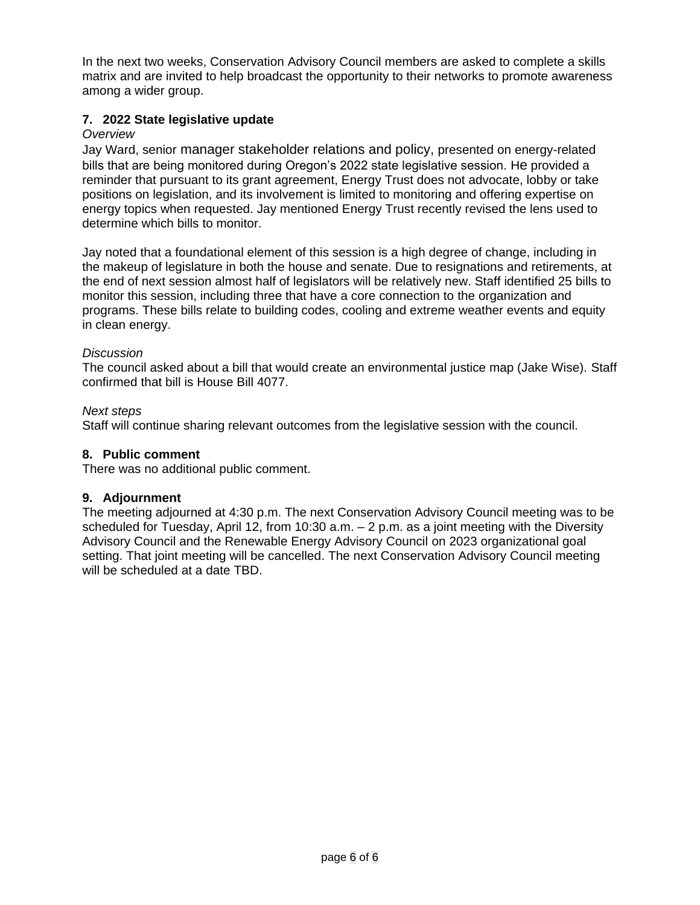In the next two weeks, Conservation Advisory Council members are asked to complete a skills matrix and are invited to help broadcast the opportunity to their networks to promote awareness among a wider group.

**7. 2022 State legislative update**

*Overview*

Jay Ward, senior manager stakeholder relations and policy, presented on energy-related bills that are being monitored during Oregon's 2022 state legislative session. He provided a reminder that pursuant to its grant agreement, Energy Trust does not advocate, lobby or take positions on legislation, and its involvement is limited to monitoring and offering expertise on energy topics when requested. Jay mentioned Energy Trust recently revised the lens used to determine which bills to monitor.

Jay noted that a foundational element of this session is a high degree of change, including in the makeup of legislature in both the house and senate. Due to resignations and retirements, at the end of next session almost half of legislators will be relatively new. Staff identified 25 bills to monitor this session, including three that have a core connection to the organization and programs. These bills relate to building codes, cooling and extreme weather events and equity in clean energy.

*Discussion*

The council asked about a bill that would create an environmental justice map (Jake Wise). Staff confirmed that bill is House Bill 4077.

*Next steps*

Staff will continue sharing relevant outcomes from the legislative session with the council.

**8. Public comment**

There was no additional public comment.

**9. Adjournment**

The meeting adjourned at 4:30 p.m. The next Conservation Advisory Council meeting was to be scheduled for Tuesday, April 12, from 10:30 a.m. – 2 p.m. as a joint meeting with the Diversity Advisory Council and the Renewable Energy Advisory Council on 2023 organizational goal setting. That joint meeting will be cancelled. The next Conservation Advisory Council meeting will be scheduled at a date TBD.